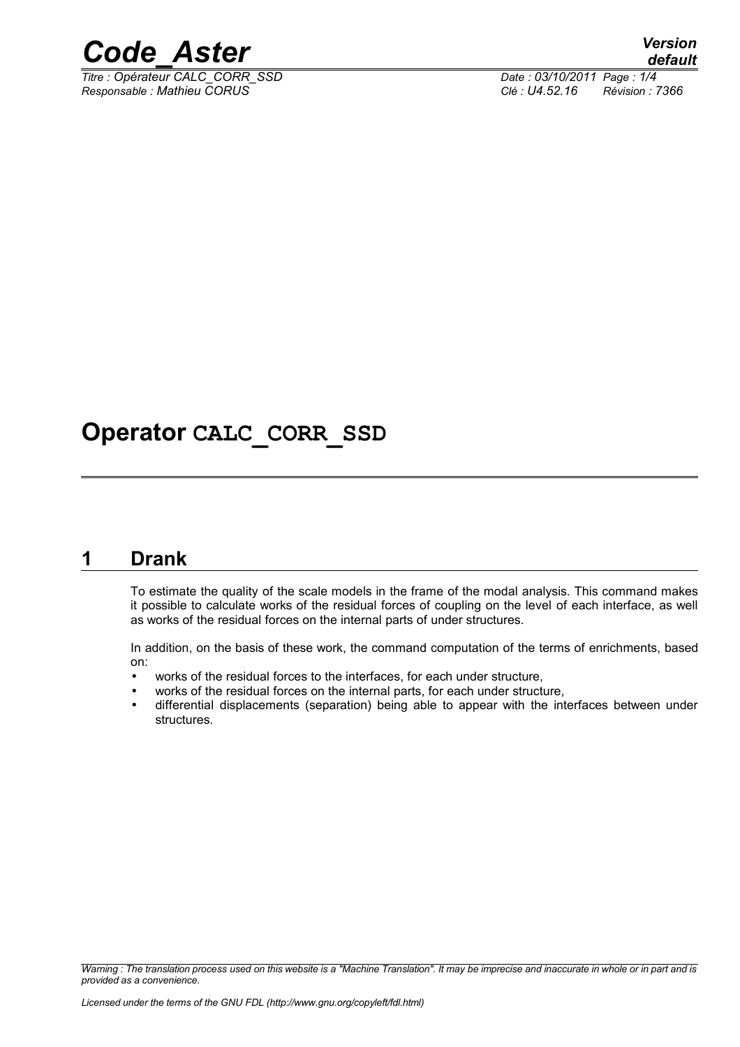# Operator CALC_CORR_SSD

## 1 Drank

To estimate the quality of the scale models in the frame of the modal analysis. This command makes it possible to calculate works of the residual forces of coupling on the level of each interface, as well as works of the residual forces on the internal parts of under structures.

In addition, on the basis of these work, the command computation of the terms of enrichments, based on:

- works of the residual forces to the interfaces, for each under structure,
- works of the residual forces on the internal parts, for each under structure,
- differential displacements (separation) being able to appear with the interfaces between under structures.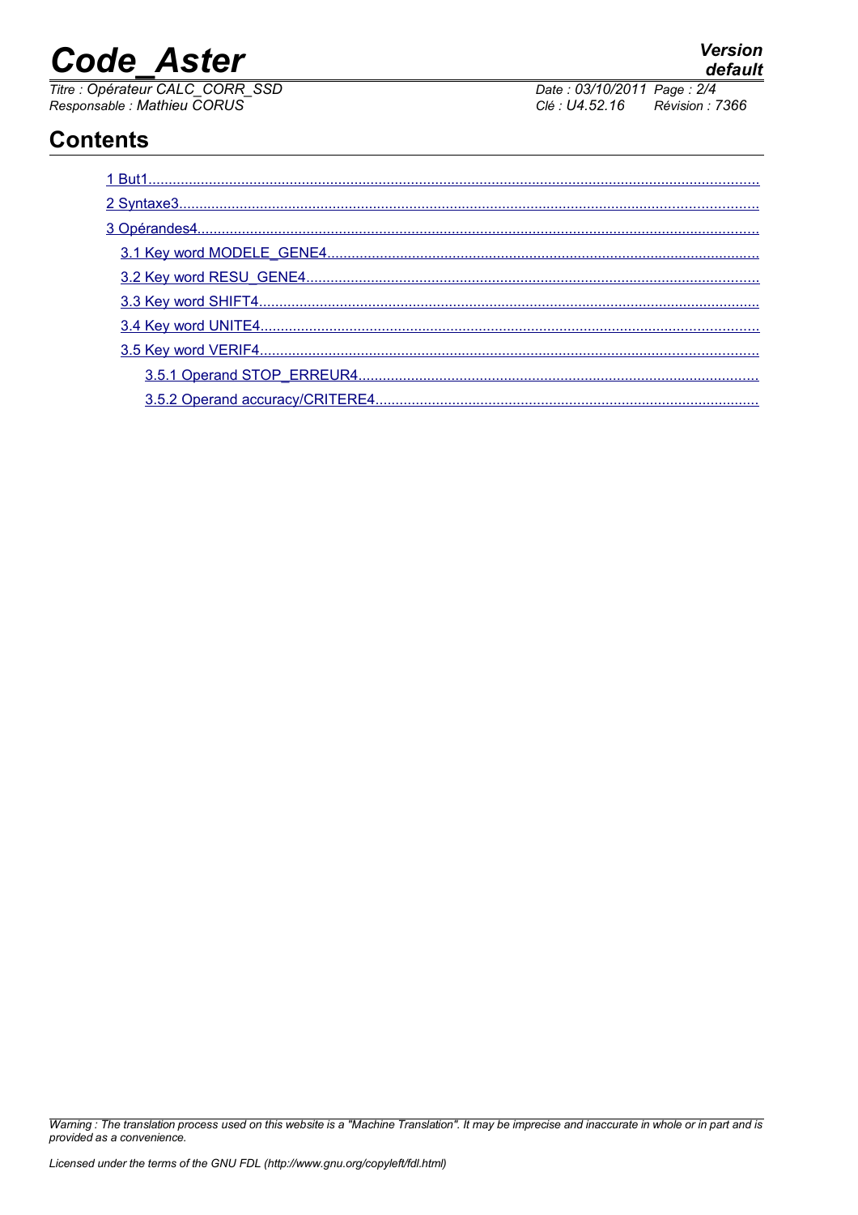# Contents

1 But1
2 Syntaxe3
3 Opérandes4
- 3.1 Key word MODELE_GENE4
- 3.2 Key word RESU_GENE4
- 3.3 Key word SHIFT4
- 3.4 Key word UNITE4
- 3.5 Key word VERIF4
  - 3.5.1 Operand STOP_ERREUR4
  - 3.5.2 Operand accuracy/CRITERE4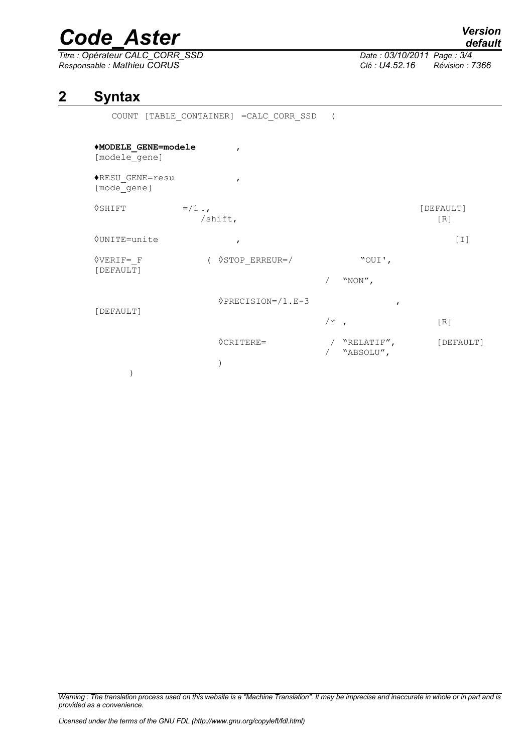## 2 Syntax

```
COUNT [TABLE_CONTAINER] =CALC_CORR_SSD   (

♦MODELE_GENE=modele         ,
[modele_gene]

♦RESU_GENE=resu             ,
[mode_gene]

◊SHIFT          =/1.,                                        [DEFAULT]
                  /shift,                                       [R]

◊UNITE=unite                ,                                   [I]

◊VERIF=_F           ( ◊STOP_ERREUR=/            "OUI',
[DEFAULT]
                                          /  "NON",

                      ◊PRECISION=/1.E-3                ,
[DEFAULT]
                                          /r ,                  [R]

                      ◊CRITERE=            /  "RELATIF",        [DEFAULT]
                                           /  "ABSOLU",
                      )
        )
```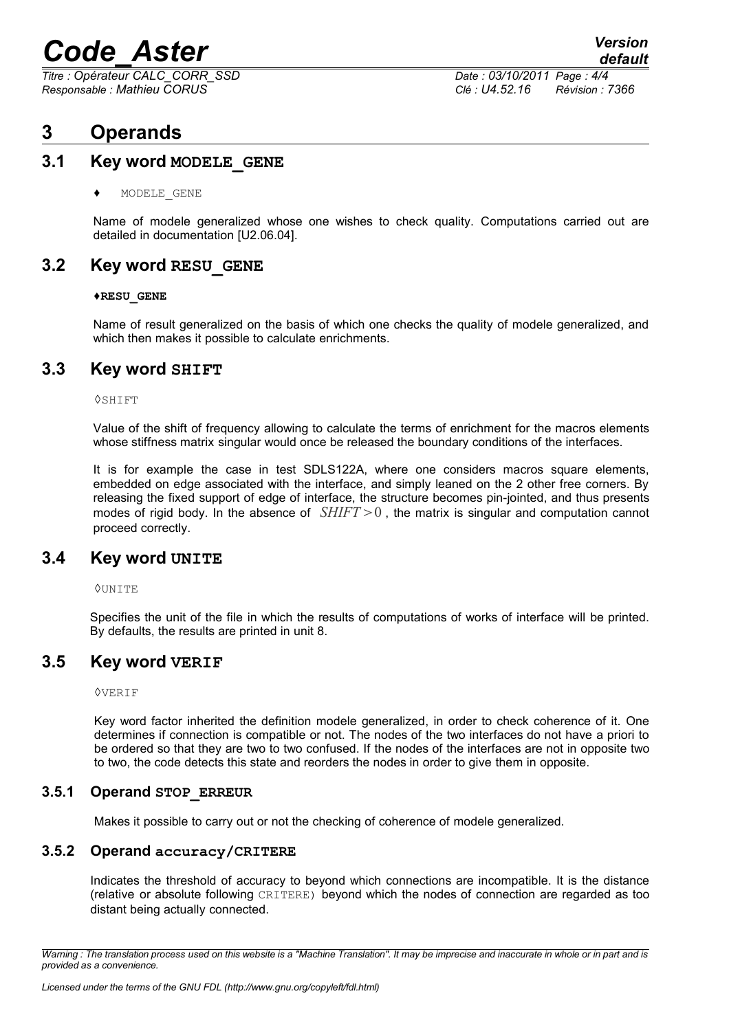# 3 Operands

## 3.1 Key word MODELE_GENE

♦ MODELE_GENE

Name of modele generalized whose one wishes to check quality. Computations carried out are detailed in documentation [U2.06.04].

## 3.2 Key word RESU_GENE

**♦RESU_GENE**

Name of result generalized on the basis of which one checks the quality of modele generalized, and which then makes it possible to calculate enrichments.

## 3.3 Key word SHIFT

◊SHIFT

Value of the shift of frequency allowing to calculate the terms of enrichment for the macros elements whose stiffness matrix singular would once be released the boundary conditions of the interfaces.

It is for example the case in test SDLS122A, where one considers macros square elements, embedded on edge associated with the interface, and simply leaned on the 2 other free corners. By releasing the fixed support of edge of interface, the structure becomes pin-jointed, and thus presents modes of rigid body. In the absence of $SHIFT>0$ , the matrix is singular and computation cannot proceed correctly.

## 3.4 Key word UNITE

◊UNITE

Specifies the unit of the file in which the results of computations of works of interface will be printed. By defaults, the results are printed in unit 8.

## 3.5 Key word VERIF

◊VERIF

Key word factor inherited the definition modele generalized, in order to check coherence of it. One determines if connection is compatible or not. The nodes of the two interfaces do not have a priori to be ordered so that they are two to two confused. If the nodes of the interfaces are not in opposite two to two, the code detects this state and reorders the nodes in order to give them in opposite.

### 3.5.1 Operand STOP_ERREUR

Makes it possible to carry out or not the checking of coherence of modele generalized.

### 3.5.2 Operand accuracy/CRITERE

Indicates the threshold of accuracy to beyond which connections are incompatible. It is the distance (relative or absolute following CRITERE) beyond which the nodes of connection are regarded as too distant being actually connected.